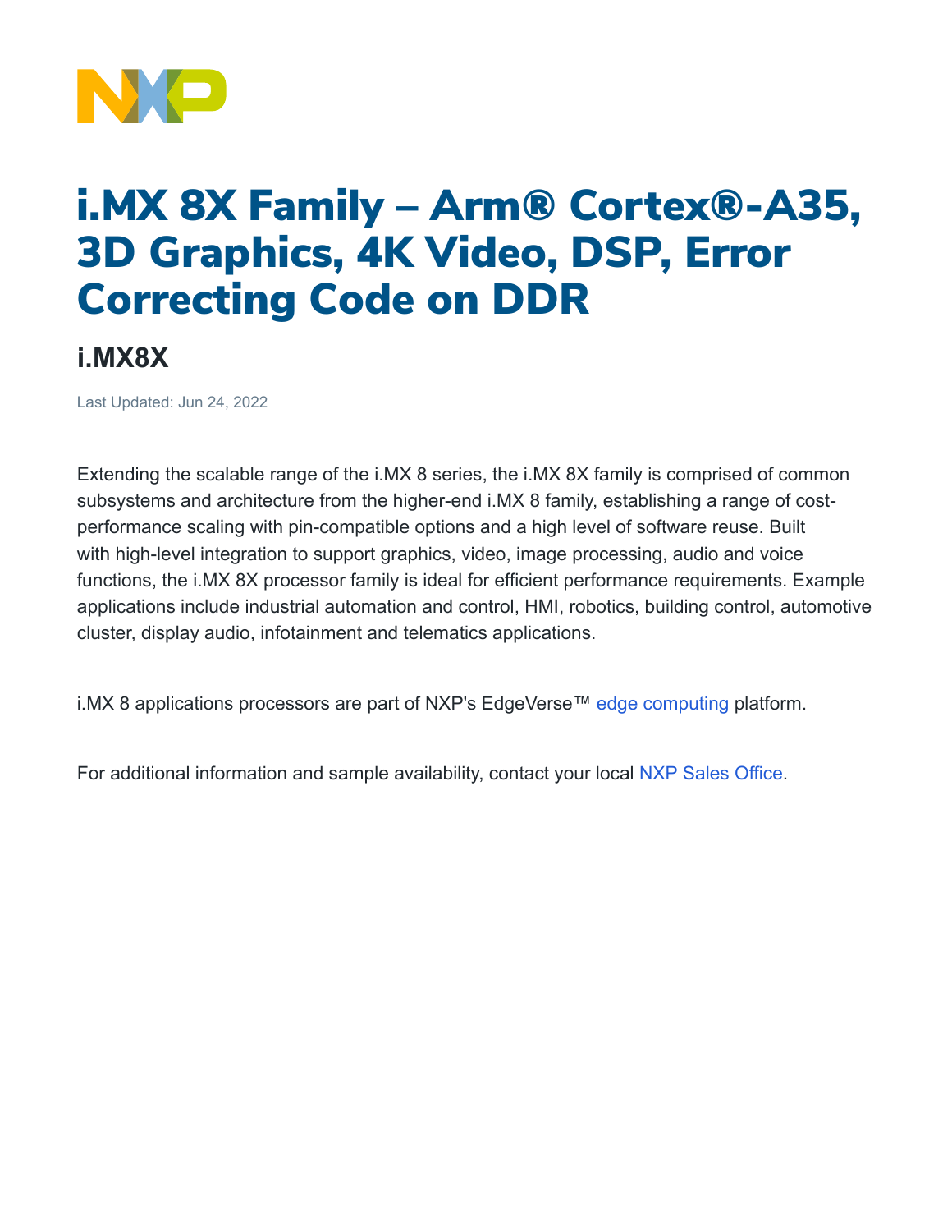# i.MX 8X Family – Arm® Cortex®-A35, 3D Graphics, 4K Video, DSP, Error Correcting Code on DDR

## i.MX8X

Last Updated: Jun 24, 2022

Extending the scalable range of the i.MX 8 series, the i.MX 8X family is comprised of common subsystems and architecture from the higher-end i.MX 8 family, establishing a range of cost-performance scaling with pin-compatible options and a high level of software reuse. Built with high-level integration to support graphics, video, image processing, audio and voice functions, the i.MX 8X processor family is ideal for efficient performance requirements. Example applications include industrial automation and control, HMI, robotics, building control, automotive cluster, display audio, infotainment and telematics applications.

i.MX 8 applications processors are part of NXP's EdgeVerse™ edge computing platform.

For additional information and sample availability, contact your local NXP Sales Office.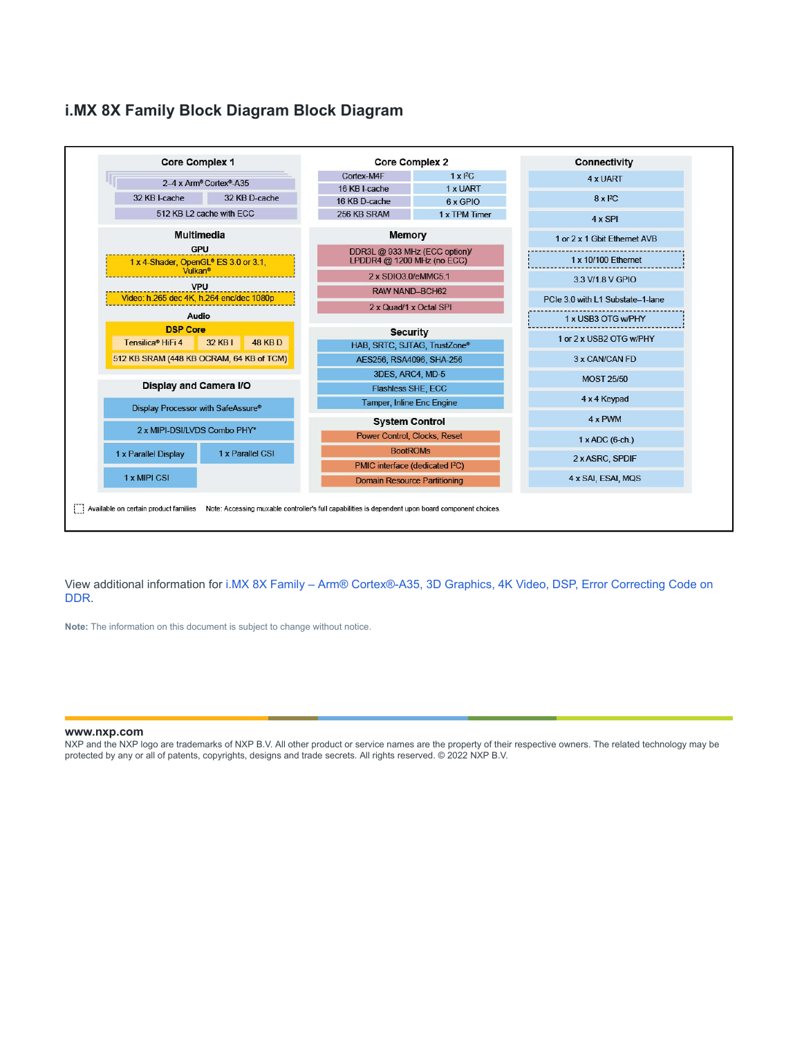## i.MX 8X Family Block Diagram Block Diagram

### Core Complex 1

- 2–4 x Arm® Cortex®-A35
- 32 KB I-cache
- 32 KB D-cache
- 512 KB L2 cache with ECC

### Multimedia

**GPU**

- 1 x 4-Shader, OpenGL® ES 3.0 or 3.1, Vulkan®

**VPU**

- Video: h.265 dec 4K, h.264 enc/dec 1080p

**Audio**

**DSP Core**

- Tensilica® HiFi 4
- 32 KB I
- 48 KB D
- 512 KB SRAM (448 KB OCRAM, 64 KB of TCM)

### Display and Camera I/O

- Display Processor with SafeAssure®
- 2 x MIPI-DSI/LVDS Combo PHY*
- 1 x Parallel Display
- 1 x Parallel CSI
- 1 x MIPI CSI

### Core Complex 2

- Cortex-M4F
- 16 KB I-cache
- 16 KB D-cache
- 256 KB SRAM
- 1 x I²C
- 1 x UART
- 6 x GPIO
- 1 x TPM Timer

### Memory

- DDR3L @ 933 MHz (ECC option)/ LPDDR4 @ 1200 MHz (no ECC)
- 2 x SDIO3.0/eMMC5.1
- RAW NAND–BCH62
- 2 x Quad/1 x Octal SPI

### Security

- HAB, SRTC, SJTAG, TrustZone®
- AES256, RSA4096, SHA-256
- 3DES, ARC4, MD-5
- Flashless SHE, ECC
- Tamper, Inline Enc Engine

### System Control

- Power Control, Clocks, Reset
- BootROMs
- PMIC interface (dedicated I²C)
- Domain Resource Partitioning

### Connectivity

- 4 x UART
- 8 x I²C
- 4 x SPI
- 1 or 2 x 1 Gbit Ethernet AVB
- 1 x 10/100 Ethernet
- 3.3 V/1.8 V GPIO
- PCIe 3.0 with L1 Substate–1-lane
- 1 x USB3 OTG w/PHY
- 1 or 2 x USB2 OTG w/PHY
- 3 x CAN/CAN FD
- MOST 25/50
- 4 x 4 Keypad
- 4 x PWM
- 1 x ADC (6-ch.)
- 2 x ASRC, SPDIF
- 4 x SAI, ESAI, MQS

Available on certain product families

Note: Accessing muxable controller's full capabilities is dependent upon board component choices.

View additional information for i.MX 8X Family – Arm® Cortex®-A35, 3D Graphics, 4K Video, DSP, Error Correcting Code on DDR.

**Note:** The information on this document is subject to change without notice.

**www.nxp.com**

NXP and the NXP logo are trademarks of NXP B.V. All other product or service names are the property of their respective owners. The related technology may be protected by any or all of patents, copyrights, designs and trade secrets. All rights reserved. © 2022 NXP B.V.